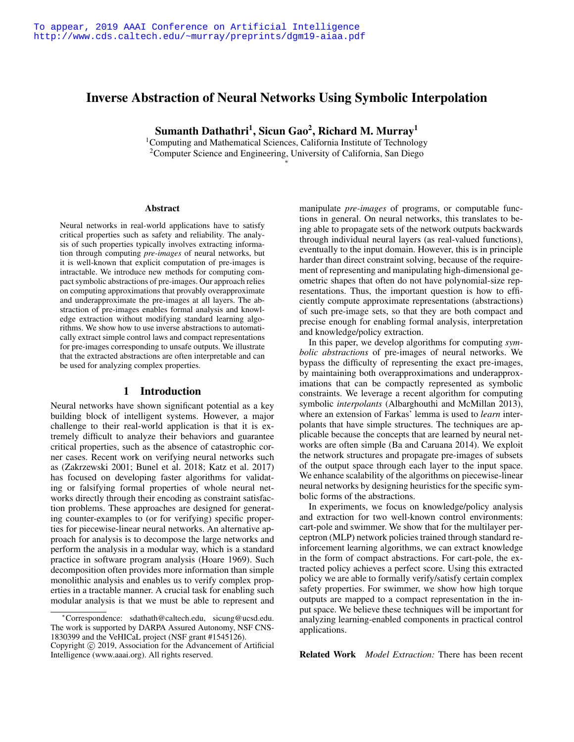To appear, 2019 AAAI Conference on Artificial Intelligence
http://www.cds.caltech.edu/~murray/preprints/dgm19-aiaa.pdf

# Inverse Abstraction of Neural Networks Using Symbolic Interpolation

**Sumanth Dathathri[1], Sicun Gao[2], Richard M. Murray[1]**

[1]Computing and Mathematical Sciences, California Institute of Technology
[2]Computer Science and Engineering, University of California, San Diego
*

### Abstract

Neural networks in real-world applications have to satisfy critical properties such as safety and reliability. The analysis of such properties typically involves extracting information through computing *pre-images* of neural networks, but it is well-known that explicit computation of pre-images is intractable. We introduce new methods for computing compact symbolic abstractions of pre-images. Our approach relies on computing approximations that provably overapproximate and underapproximate the pre-images at all layers. The abstraction of pre-images enables formal analysis and knowledge extraction without modifying standard learning algorithms. We show how to use inverse abstractions to automatically extract simple control laws and compact representations for pre-images corresponding to unsafe outputs. We illustrate that the extracted abstractions are often interpretable and can be used for analyzing complex properties.

## 1 Introduction

Neural networks have shown significant potential as a key building block of intelligent systems. However, a major challenge to their real-world application is that it is extremely difficult to analyze their behaviors and guarantee critical properties, such as the absence of catastrophic corner cases. Recent work on verifying neural networks such as (Zakrzewski 2001; Bunel et al. 2018; Katz et al. 2017) has focused on developing faster algorithms for validating or falsifying formal properties of whole neural networks directly through their encoding as constraint satisfaction problems. These approaches are designed for generating counter-examples to (or for verifying) specific properties for piecewise-linear neural networks. An alternative approach for analysis is to decompose the large networks and perform the analysis in a modular way, which is a standard practice in software program analysis (Hoare 1969). Such decomposition often provides more information than simple monolithic analysis and enables us to verify complex properties in a tractable manner. A crucial task for enabling such modular analysis is that we must be able to represent and manipulate *pre-images* of programs, or computable functions in general. On neural networks, this translates to being able to propagate sets of the network outputs backwards through individual neural layers (as real-valued functions), eventually to the input domain. However, this is in principle harder than direct constraint solving, because of the requirement of representing and manipulating high-dimensional geometric shapes that often do not have polynomial-size representations. Thus, the important question is how to efficiently compute approximate representations (abstractions) of such pre-image sets, so that they are both compact and precise enough for enabling formal analysis, interpretation and knowledge/policy extraction.

In this paper, we develop algorithms for computing *symbolic abstractions* of pre-images of neural networks. We bypass the difficulty of representing the exact pre-images, by maintaining both overapproximations and underapproximations that can be compactly represented as symbolic constraints. We leverage a recent algorithm for computing symbolic *interpolants* (Albarghouthi and McMillan 2013), where an extension of Farkas' lemma is used to *learn* interpolants that have simple structures. The techniques are applicable because the concepts that are learned by neural networks are often simple (Ba and Caruana 2014). We exploit the network structures and propagate pre-images of subsets of the output space through each layer to the input space. We enhance scalability of the algorithms on piecewise-linear neural networks by designing heuristics for the specific symbolic forms of the abstractions.

In experiments, we focus on knowledge/policy analysis and extraction for two well-known control environments: cart-pole and swimmer. We show that for the multilayer perceptron (MLP) network policies trained through standard reinforcement learning algorithms, we can extract knowledge in the form of compact abstractions. For cart-pole, the extracted policy achieves a perfect score. Using this extracted policy we are able to formally verify/satisfy certain complex safety properties. For swimmer, we show how high torque outputs are mapped to a compact representation in the input space. We believe these techniques will be important for analyzing learning-enabled components in practical control applications.

**Related Work** *Model Extraction:* There has been recent

*Correspondence: sdathath@caltech.edu, sicung@ucsd.edu. The work is supported by DARPA Assured Autonomy, NSF CNS-1830399 and the VeHICaL project (NSF grant #1545126).
Copyright © 2019, Association for the Advancement of Artificial Intelligence (www.aaai.org). All rights reserved.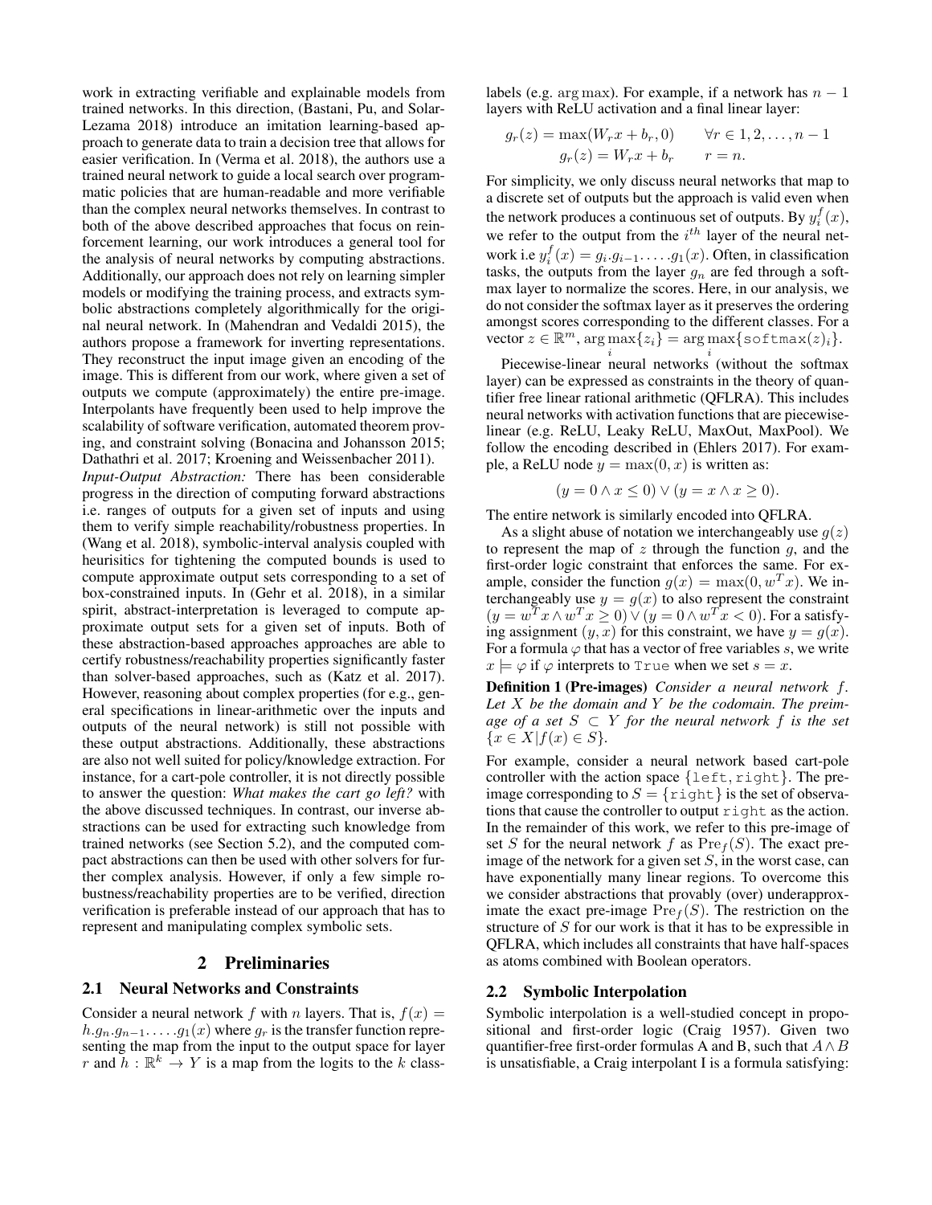work in extracting verifiable and explainable models from trained networks. In this direction, (Bastani, Pu, and Solar-Lezama 2018) introduce an imitation learning-based approach to generate data to train a decision tree that allows for easier verification. In (Verma et al. 2018), the authors use a trained neural network to guide a local search over programmatic policies that are human-readable and more verifiable than the complex neural networks themselves. In contrast to both of the above described approaches that focus on reinforcement learning, our work introduces a general tool for the analysis of neural networks by computing abstractions. Additionally, our approach does not rely on learning simpler models or modifying the training process, and extracts symbolic abstractions completely algorithmically for the original neural network. In (Mahendran and Vedaldi 2015), the authors propose a framework for inverting representations. They reconstruct the input image given an encoding of the image. This is different from our work, where given a set of outputs we compute (approximately) the entire pre-image. Interpolants have frequently been used to help improve the scalability of software verification, automated theorem proving, and constraint solving (Bonacina and Johansson 2015; Dathathri et al. 2017; Kroening and Weissenbacher 2011).

*Input-Output Abstraction:* There has been considerable progress in the direction of computing forward abstractions i.e. ranges of outputs for a given set of inputs and using them to verify simple reachability/robustness properties. In (Wang et al. 2018), symbolic-interval analysis coupled with heurisitics for tightening the computed bounds is used to compute approximate output sets corresponding to a set of box-constrained inputs. In (Gehr et al. 2018), in a similar spirit, abstract-interpretation is leveraged to compute approximate output sets for a given set of inputs. Both of these abstraction-based approaches approaches are able to certify robustness/reachability properties significantly faster than solver-based approaches, such as (Katz et al. 2017). However, reasoning about complex properties (for e.g., general specifications in linear-arithmetic over the inputs and outputs of the neural network) is still not possible with these output abstractions. Additionally, these abstractions are also not well suited for policy/knowledge extraction. For instance, for a cart-pole controller, it is not directly possible to answer the question: *What makes the cart go left?* with the above discussed techniques. In contrast, our inverse abstractions can be used for extracting such knowledge from trained networks (see Section 5.2), and the computed compact abstractions can then be used with other solvers for further complex analysis. However, if only a few simple robustness/reachability properties are to be verified, direction verification is preferable instead of our approach that has to represent and manipulating complex symbolic sets.

# 2 Preliminaries

## 2.1 Neural Networks and Constraints

Consider a neural network $f$ with $n$ layers. That is, $f(x) = h.g_n.g_{n-1}.\ldots.g_1(x)$ where $g_r$ is the transfer function representing the map from the input to the output space for layer $r$ and $h : \mathbb{R}^k \to Y$ is a map from the logits to the $k$ class-labels (e.g. $\arg\max$). For example, if a network has $n-1$ layers with ReLU activation and a final linear layer:

$$g_r(z) = \max(W_r x + b_r, 0) \qquad \forall r \in 1, 2, \ldots, n-1$$
$$g_r(z) = W_r x + b_r \qquad r = n.$$

For simplicity, we only discuss neural networks that map to a discrete set of outputs but the approach is valid even when the network produces a continuous set of outputs. By $y_i^f(x)$, we refer to the output from the $i^{th}$ layer of the neural network i.e $y_i^f(x) = g_i.g_{i-1}.\ldots.g_1(x)$. Often, in classification tasks, the outputs from the layer $g_n$ are fed through a softmax layer to normalize the scores. Here, in our analysis, we do not consider the softmax layer as it preserves the ordering amongst scores corresponding to the different classes. For a vector $z \in \mathbb{R}^m$, $\arg\max_i\{z_i\} = \arg\max_i\{\texttt{softmax}(z)_i\}$.

Piecewise-linear neural networks (without the softmax layer) can be expressed as constraints in the theory of quantifier free linear rational arithmetic (QFLRA). This includes neural networks with activation functions that are piecewise-linear (e.g. ReLU, Leaky ReLU, MaxOut, MaxPool). We follow the encoding described in (Ehlers 2017). For example, a ReLU node $y = \max(0, x)$ is written as:

$$(y = 0 \wedge x \leq 0) \vee (y = x \wedge x \geq 0).$$

The entire network is similarly encoded into QFLRA.

As a slight abuse of notation we interchangeably use $g(z)$ to represent the map of $z$ through the function $g$, and the first-order logic constraint that enforces the same. For example, consider the function $g(x) = \max(0, w^T x)$. We interchangeably use $y = g(x)$ to also represent the constraint $(y = w^T x \wedge w^T x \geq 0) \vee (y = 0 \wedge w^T x < 0)$. For a satisfying assignment $(y, x)$ for this constraint, we have $y = g(x)$. For a formula $\varphi$ that has a vector of free variables $s$, we write $x \models \varphi$ if $\varphi$ interprets to `True` when we set $s = x$.

**Definition 1 (Pre-images)** *Consider a neural network $f$. Let $X$ be the domain and $Y$ be the codomain. The preimage of a set $S \subset Y$ for the neural network $f$ is the set $\{x \in X | f(x) \in S\}$.*

For example, consider a neural network based cart-pole controller with the action space $\{\texttt{left}, \texttt{right}\}$. The pre-image corresponding to $S = \{\texttt{right}\}$ is the set of observations that cause the controller to output `right` as the action. In the remainder of this work, we refer to this pre-image of set $S$ for the neural network $f$ as $\mathrm{Pre}_f(S)$. The exact pre-image of the network for a given set $S$, in the worst case, can have exponentially many linear regions. To overcome this we consider abstractions that provably (over) underapproximate the exact pre-image $\mathrm{Pre}_f(S)$. The restriction on the structure of $S$ for our work is that it has to be expressible in QFLRA, which includes all constraints that have half-spaces as atoms combined with Boolean operators.

## 2.2 Symbolic Interpolation

Symbolic interpolation is a well-studied concept in propositional and first-order logic (Craig 1957). Given two quantifier-free first-order formulas A and B, such that $A \wedge B$ is unsatisfiable, a Craig interpolant I is a formula satisfying: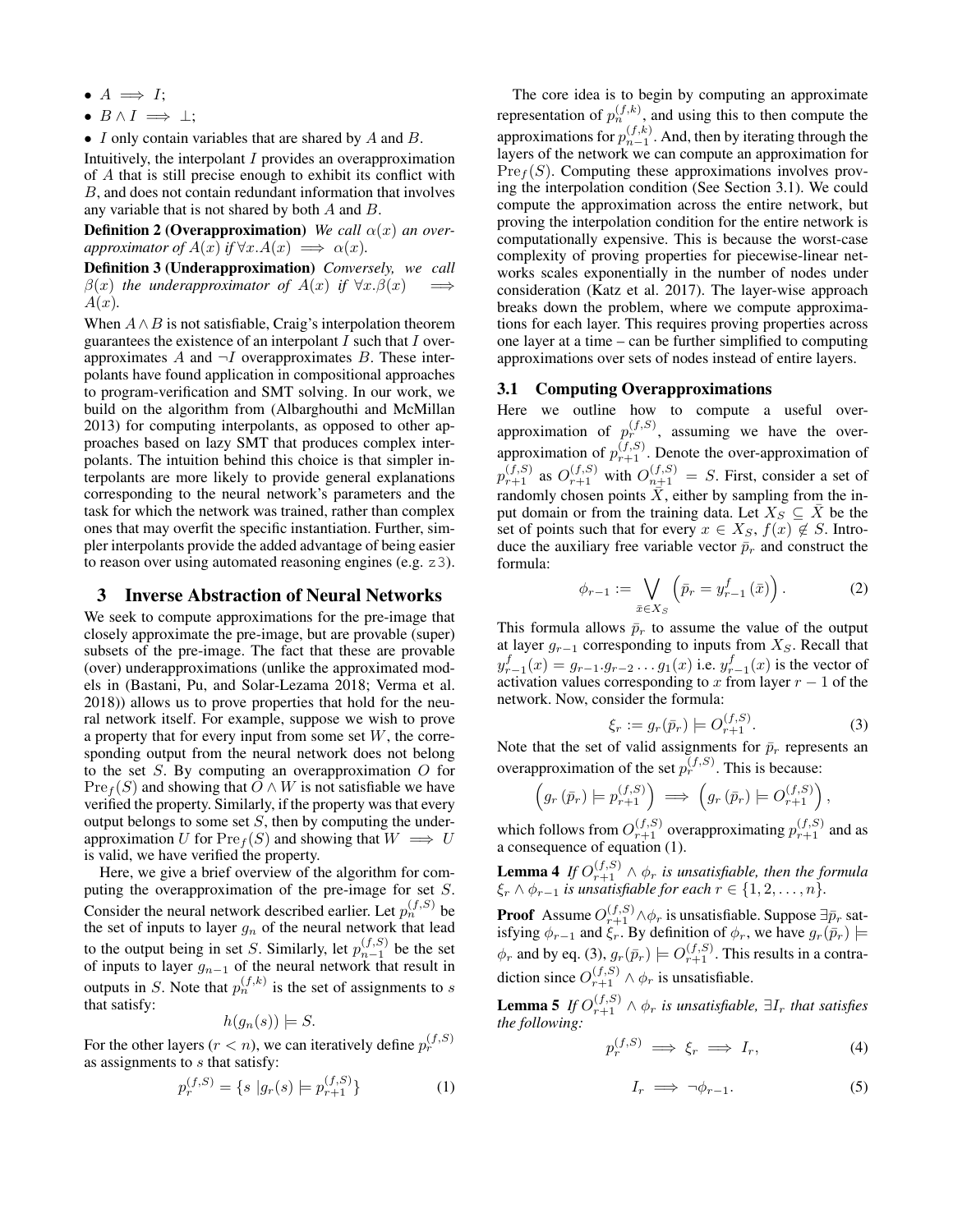- $A \implies I$;
- $B \wedge I \implies \bot$;
- $I$ only contain variables that are shared by $A$ and $B$.

Intuitively, the interpolant $I$ provides an overapproximation of $A$ that is still precise enough to exhibit its conflict with $B$, and does not contain redundant information that involves any variable that is not shared by both $A$ and $B$.

**Definition 2 (Overapproximation)** *We call $\alpha(x)$ an overapproximator of $A(x)$ if $\forall x.A(x) \implies \alpha(x)$.*

**Definition 3 (Underapproximation)** *Conversely, we call $\beta(x)$ the underapproximator of $A(x)$ if $\forall x.\beta(x) \implies A(x)$.*

When $A \wedge B$ is not satisfiable, Craig's interpolation theorem guarantees the existence of an interpolant $I$ such that $I$ overapproximates $A$ and $\neg I$ overapproximates $B$. These interpolants have found application in compositional approaches to program-verification and SMT solving. In our work, we build on the algorithm from (Albarghouthi and McMillan 2013) for computing interpolants, as opposed to other approaches based on lazy SMT that produces complex interpolants. The intuition behind this choice is that simpler interpolants are more likely to provide general explanations corresponding to the neural network's parameters and the task for which the network was trained, rather than complex ones that may overfit the specific instantiation. Further, simpler interpolants provide the added advantage of being easier to reason over using automated reasoning engines (e.g. z3).

## 3 Inverse Abstraction of Neural Networks

We seek to compute approximations for the pre-image that closely approximate the pre-image, but are provable (super) subsets of the pre-image. The fact that these are provable (over) underapproximations (unlike the approximated models in (Bastani, Pu, and Solar-Lezama 2018; Verma et al. 2018)) allows us to prove properties that hold for the neural network itself. For example, suppose we wish to prove a property that for every input from some set $W$, the corresponding output from the neural network does not belong to the set $S$. By computing an overapproximation $O$ for $\mathrm{Pre}_f(S)$ and showing that $O \wedge W$ is not satisfiable we have verified the property. Similarly, if the property was that every output belongs to some set $S$, then by computing the underapproximation $U$ for $\mathrm{Pre}_f(S)$ and showing that $W \implies U$ is valid, we have verified the property.

Here, we give a brief overview of the algorithm for computing the overapproximation of the pre-image for set $S$. Consider the neural network described earlier. Let $p_n^{(f,S)}$ be the set of inputs to layer $g_n$ of the neural network that lead to the output being in set $S$. Similarly, let $p_{n-1}^{(f,S)}$ be the set of inputs to layer $g_{n-1}$ of the neural network that result in outputs in $S$. Note that $p_n^{(f,k)}$ is the set of assignments to $s$ that satisfy:

$$h(g_n(s)) \models S.$$

For the other layers ($r < n$), we can iteratively define $p_r^{(f,S)}$ as assignments to $s$ that satisfy:

$$p_r^{(f,S)} = \{s \mid g_r(s) \models p_{r+1}^{(f,S)}\} \tag{1}$$

The core idea is to begin by computing an approximate representation of $p_n^{(f,k)}$, and using this to then compute the approximations for $p_{n-1}^{(f,k)}$. And, then by iterating through the layers of the network we can compute an approximation for $\mathrm{Pre}_f(S)$. Computing these approximations involves proving the interpolation condition (See Section 3.1). We could compute the approximation across the entire network, but proving the interpolation condition for the entire network is computationally expensive. This is because the worst-case complexity of proving properties for piecewise-linear networks scales exponentially in the number of nodes under consideration (Katz et al. 2017). The layer-wise approach breaks down the problem, where we compute approximations for each layer. This requires proving properties across one layer at a time – can be further simplified to computing approximations over sets of nodes instead of entire layers.

### 3.1 Computing Overapproximations

Here we outline how to compute a useful overapproximation of $p_r^{(f,S)}$, assuming we have the overapproximation of $p_{r+1}^{(f,S)}$. Denote the over-approximation of $p_{r+1}^{(f,S)}$ as $O_{r+1}^{(f,S)}$ with $O_{n+1}^{(f,S)} = S$. First, consider a set of randomly chosen points $\bar{X}$, either by sampling from the input domain or from the training data. Let $X_S \subseteq \bar{X}$ be the set of points such that for every $x \in X_S$, $f(x) \notin S$. Introduce the auxiliary free variable vector $\bar{p}_r$ and construct the formula:

$$\phi_{r-1} := \bigvee_{\bar{x} \in X_S} \left( \bar{p}_r = y_{r-1}^f(\bar{x}) \right). \tag{2}$$

This formula allows $\bar{p}_r$ to assume the value of the output at layer $g_{r-1}$ corresponding to inputs from $X_S$. Recall that $y_{r-1}^f(x) = g_{r-1}.g_{r-2}\ldots g_1(x)$ i.e. $y_{r-1}^f(x)$ is the vector of activation values corresponding to $x$ from layer $r-1$ of the network. Now, consider the formula:

$$\xi_r := g_r(\bar{p}_r) \models O_{r+1}^{(f,S)}. \tag{3}$$

Note that the set of valid assignments for $\bar{p}_r$ represents an overapproximation of the set $p_r^{(f,S)}$. This is because:

$$\left( g_r(\bar{p}_r) \models p_{r+1}^{(f,S)} \right) \implies \left( g_r(\bar{p}_r) \models O_{r+1}^{(f,S)} \right),$$

which follows from $O_{r+1}^{(f,S)}$ overapproximating $p_{r+1}^{(f,S)}$ and as a consequence of equation (1).

**Lemma 4** *If $O_{r+1}^{(f,S)} \wedge \phi_r$ is unsatisfiable, then the formula $\xi_r \wedge \phi_{r-1}$ is unsatisfiable for each $r \in \{1, 2, \ldots, n\}$.*

**Proof** Assume $O_{r+1}^{(f,S)} \wedge \phi_r$ is unsatisfiable. Suppose $\exists \bar{p}_r$ satisfying $\phi_{r-1}$ and $\xi_r$. By definition of $\phi_r$, we have $g_r(\bar{p}_r) \models \phi_r$ and by eq. (3), $g_r(\bar{p}_r) \models O_{r+1}^{(f,S)}$. This results in a contradiction since $O_{r+1}^{(f,S)} \wedge \phi_r$ is unsatisfiable.

**Lemma 5** *If $O_{r+1}^{(f,S)} \wedge \phi_r$ is unsatisfiable, $\exists I_r$ that satisfies the following:*

$$p_r^{(f,S)} \implies \xi_r \implies I_r, \tag{4}$$

$$I_r \implies \neg\phi_{r-1}. \tag{5}$$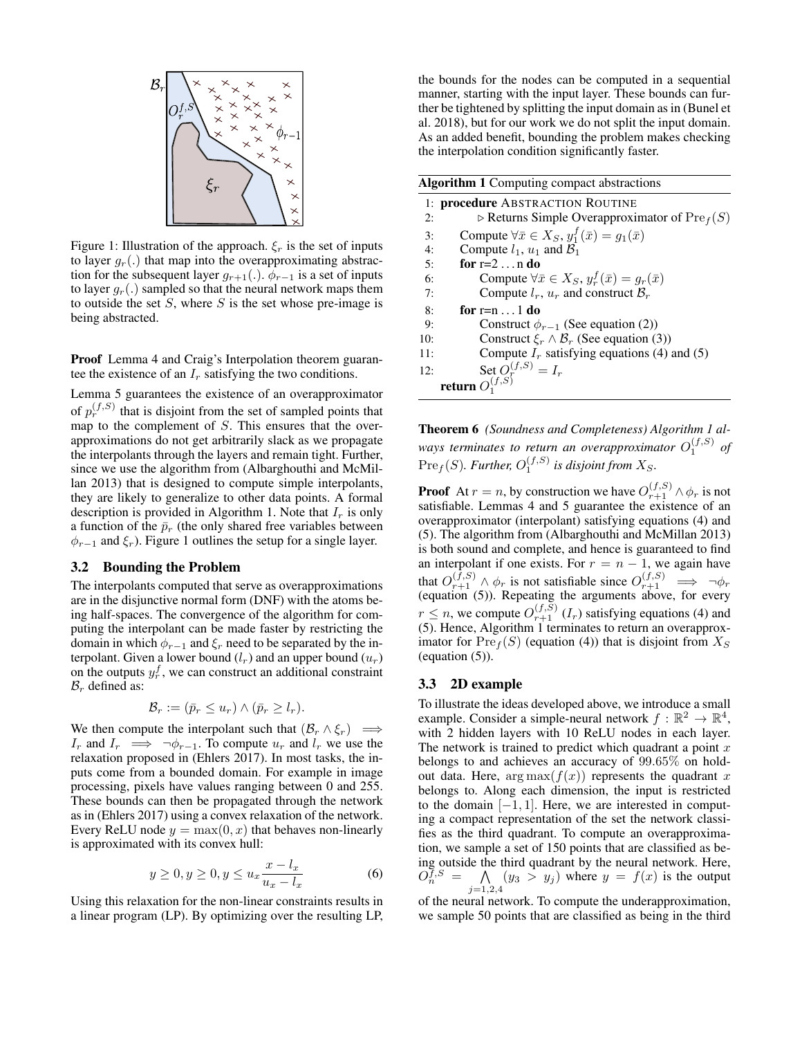Figure 1: Illustration of the approach. $\xi_r$ is the set of inputs to layer $g_r(.)$ that map into the overapproximating abstraction for the subsequent layer $g_{r+1}(.)$. $\phi_{r-1}$ is a set of inputs to layer $g_r(.)$ sampled so that the neural network maps them to outside the set $S$, where $S$ is the set whose pre-image is being abstracted.

**Proof** Lemma 4 and Craig's Interpolation theorem guarantee the existence of an $I_r$ satisfying the two conditions.

Lemma 5 guarantees the existence of an overapproximator of $p_r^{(f,S)}$ that is disjoint from the set of sampled points that map to the complement of $S$. This ensures that the overapproximations do not get arbitrarily slack as we propagate the interpolants through the layers and remain tight. Further, since we use the algorithm from (Albarghouthi and McMillan 2013) that is designed to compute simple interpolants, they are likely to generalize to other data points. A formal description is provided in Algorithm 1. Note that $I_r$ is only a function of the $\bar{p}_r$ (the only shared free variables between $\phi_{r-1}$ and $\xi_r$). Figure 1 outlines the setup for a single layer.

### 3.2 Bounding the Problem

The interpolants computed that serve as overapproximations are in the disjunctive normal form (DNF) with the atoms being half-spaces. The convergence of the algorithm for computing the interpolant can be made faster by restricting the domain in which $\phi_{r-1}$ and $\xi_r$ need to be separated by the interpolant. Given a lower bound ($l_r$) and an upper bound ($u_r$) on the outputs $y_r^f$, we can construct an additional constraint $\mathcal{B}_r$ defined as:

$$\mathcal{B}_r := (\bar{p}_r \leq u_r) \wedge (\bar{p}_r \geq l_r).$$

We then compute the interpolant such that $(\mathcal{B}_r \wedge \xi_r) \implies I_r$ and $I_r \implies \neg\phi_{r-1}$. To compute $u_r$ and $l_r$ we use the relaxation proposed in (Ehlers 2017). In most tasks, the inputs come from a bounded domain. For example in image processing, pixels have values ranging between 0 and 255. These bounds can then be propagated through the network as in (Ehlers 2017) using a convex relaxation of the network. Every ReLU node $y = \max(0, x)$ that behaves non-linearly is approximated with its convex hull:

$$y \geq 0, y \geq 0, y \leq u_x \frac{x - l_x}{u_x - l_x} \tag{6}$$

Using this relaxation for the non-linear constraints results in a linear program (LP). By optimizing over the resulting LP, the bounds for the nodes can be computed in a sequential manner, starting with the input layer. These bounds can further be tightened by splitting the input domain as in (Bunel et al. 2018), but for our work we do not split the input domain. As an added benefit, bounding the problem makes checking the interpolation condition significantly faster.

**Algorithm 1** Computing compact abstractions

```
1:  procedure ABSTRACTION ROUTINE
2:      ▷ Returns Simple Overapproximator of Pre_f(S)
3:      Compute ∀x̄ ∈ X_S, y_1^f(x̄) = g_1(x̄)
4:      Compute l_1, u_1 and B_1
5:      for r=2 ... n do
6:          Compute ∀x̄ ∈ X_S, y_r^f(x̄) = g_r(x̄)
7:          Compute l_r, u_r and construct B_r
8:      for r=n ... 1 do
9:          Construct φ_{r-1} (See equation (2))
10:         Construct ξ_r ∧ B_r (See equation (3))
11:         Compute I_r satisfying equations (4) and (5)
12:         Set O_r^{(f,S)} = I_r
        return O_1^{(f,S)}
```

**Theorem 6** *(Soundness and Completeness) Algorithm 1 always terminates to return an overapproximator $O_1^{(f,S)}$ of $\mathrm{Pre}_f(S)$. Further, $O_1^{(f,S)}$ is disjoint from $X_S$.*

**Proof** At $r = n$, by construction we have $O_{r+1}^{(f,S)} \wedge \phi_r$ is not satisfiable. Lemmas 4 and 5 guarantee the existence of an overapproximator (interpolant) satisfying equations (4) and (5). The algorithm from (Albarghouthi and McMillan 2013) is both sound and complete, and hence is guaranteed to find an interpolant if one exists. For $r = n - 1$, we again have that $O_{r+1}^{(f,S)} \wedge \phi_r$ is not satisfiable since $O_{r+1}^{(f,S)} \implies \neg\phi_r$ (equation (5)). Repeating the arguments above, for every $r \leq n$, we compute $O_{r+1}^{(f,S)}$ ($I_r$) satisfying equations (4) and (5). Hence, Algorithm 1 terminates to return an overapproximator for $\mathrm{Pre}_f(S)$ (equation (4)) that is disjoint from $X_S$ (equation (5)).

### 3.3 2D example

To illustrate the ideas developed above, we introduce a small example. Consider a simple-neural network $f : \mathbb{R}^2 \to \mathbb{R}^4$, with 2 hidden layers with 10 ReLU nodes in each layer. The network is trained to predict which quadrant a point $x$ belongs to and achieves an accuracy of 99.65% on hold-out data. Here, $\arg\max(f(x))$ represents the quadrant $x$ belongs to. Along each dimension, the input is restricted to the domain $[-1, 1]$. Here, we are interested in computing a compact representation of the set the network classifies as the third quadrant. To compute an overapproximation, we sample a set of 150 points that are classified as being outside the third quadrant by the neural network. Here, $O_n^{f,S} = \bigwedge_{j=1,2,4} (y_3 > y_j)$ where $y = f(x)$ is the output of the neural network. To compute the underapproximation, we sample 50 points that are classified as being in the third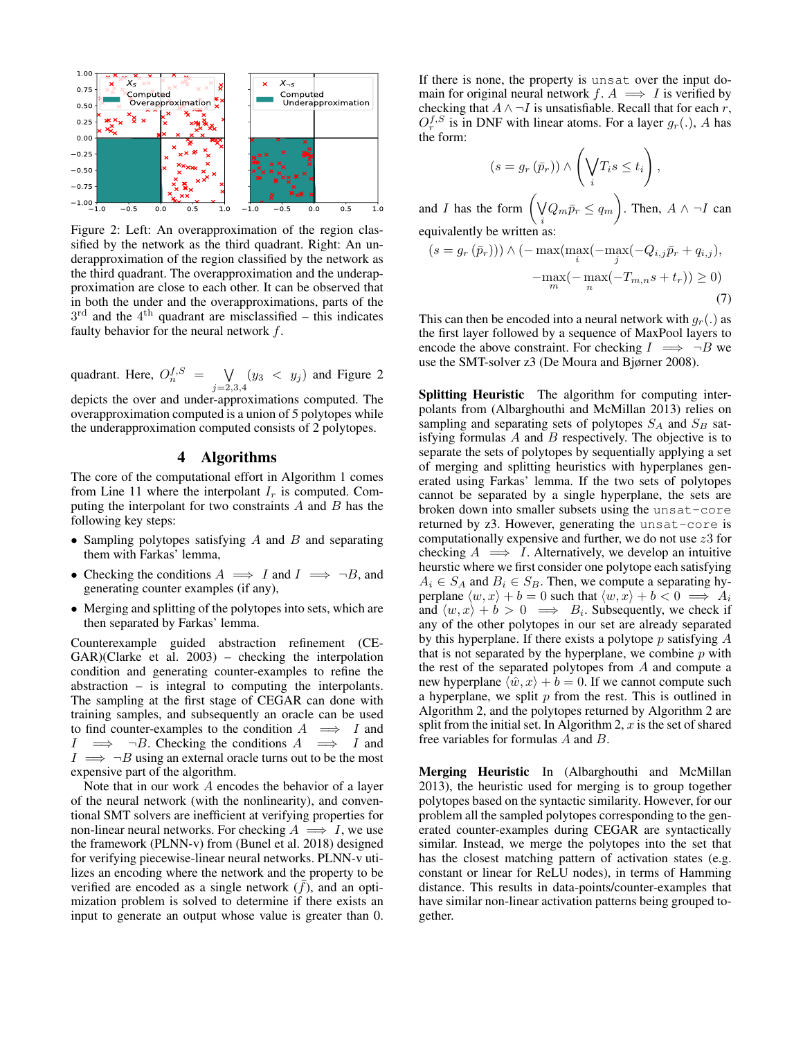Figure 2: Left: An overapproximation of the region classified by the network as the third quadrant. Right: An underapproximation of the region classified by the network as the third quadrant. The overapproximation and the underapproximation are close to each other. It can be observed that in both the under and the overapproximations, parts of the 3rd and the 4th quadrant are misclassified – this indicates faulty behavior for the neural network $f$.

quadrant. Here, $O_n^{f,S} = \bigvee_{j=2,3,4} (y_3 < y_j)$ and Figure 2 depicts the over and under-approximations computed. The overapproximation computed is a union of 5 polytopes while the underapproximation computed consists of 2 polytopes.

## 4 Algorithms

The core of the computational effort in Algorithm 1 comes from Line 11 where the interpolant $I_r$ is computed. Computing the interpolant for two constraints $A$ and $B$ has the following key steps:

- Sampling polytopes satisfying $A$ and $B$ and separating them with Farkas' lemma,
- Checking the conditions $A \implies I$ and $I \implies \neg B$, and generating counter examples (if any),
- Merging and splitting of the polytopes into sets, which are then separated by Farkas' lemma.

Counterexample guided abstraction refinement (CEGAR)(Clarke et al. 2003) – checking the interpolation condition and generating counter-examples to refine the abstraction – is integral to computing the interpolants. The sampling at the first stage of CEGAR can done with training samples, and subsequently an oracle can be used to find counter-examples to the condition $A \implies I$ and $I \implies \neg B$. Checking the conditions $A \implies I$ and $I \implies \neg B$ using an external oracle turns out to be the most expensive part of the algorithm.

Note that in our work $A$ encodes the behavior of a layer of the neural network (with the nonlinearity), and conventional SMT solvers are inefficient at verifying properties for non-linear neural networks. For checking $A \implies I$, we use the framework (PLNN-v) from (Bunel et al. 2018) designed for verifying piecewise-linear neural networks. PLNN-v utilizes an encoding where the network and the property to be verified are encoded as a single network ($\bar{f}$), and an optimization problem is solved to determine if there exists an input to generate an output whose value is greater than 0. If there is none, the property is `unsat` over the input domain for original neural network $f$. $A \implies I$ is verified by checking that $A \wedge \neg I$ is unsatisfiable. Recall that for each $r$, $O_r^{f,S}$ is in DNF with linear atoms. For a layer $g_r(.)$, $A$ has the form:

$$(s = g_r(\bar{p}_r)) \wedge \left( \bigvee_i T_i s \leq t_i \right),$$

and $I$ has the form $\left( \bigvee_i Q_m \bar{p}_r \leq q_m \right)$. Then, $A \wedge \neg I$ can equivalently be written as:

$$(s = g_r(\bar{p}_r)) \wedge (-\max(\max_i(-\max_j(-Q_{i,j}\bar{p}_r + q_{i,j}),$$
$$-\max_m(-\max_n(-T_{m,n}s + t_r)) \geq 0) \tag{7}$$

This can then be encoded into a neural network with $g_r(.)$ as the first layer followed by a sequence of MaxPool layers to encode the above constraint. For checking $I \implies \neg B$ we use the SMT-solver z3 (De Moura and Bjørner 2008).

**Splitting Heuristic** The algorithm for computing interpolants from (Albarghouthi and McMillan 2013) relies on sampling and separating sets of polytopes $S_A$ and $S_B$ satisfying formulas $A$ and $B$ respectively. The objective is to separate the sets of polytopes by sequentially applying a set of merging and splitting heuristics with hyperplanes generated using Farkas' lemma. If the two sets of polytopes cannot be separated by a single hyperplane, the sets are broken down into smaller subsets using the `unsat-core` returned by z3. However, generating the `unsat-core` is computationally expensive and further, we do not use $z3$ for checking $A \implies I$. Alternatively, we develop an intuitive heuristic where we first consider one polytope each satisfying $A_i \in S_A$ and $B_i \in S_B$. Then, we compute a separating hyperplane $\langle w, x \rangle + b = 0$ such that $\langle w, x \rangle + b < 0 \implies A_i$ and $\langle w, x \rangle + b > 0 \implies B_i$. Subsequently, we check if any of the other polytopes in our set are already separated by this hyperplane. If there exists a polytope $p$ satisfying $A$ that is not separated by the hyperplane, we combine $p$ with the rest of the separated polytopes from $A$ and compute a new hyperplane $\langle \hat{w}, x \rangle + b = 0$. If we cannot compute such a hyperplane, we split $p$ from the rest. This is outlined in Algorithm 2, and the polytopes returned by Algorithm 2 are split from the initial set. In Algorithm 2, $x$ is the set of shared free variables for formulas $A$ and $B$.

**Merging Heuristic** In (Albarghouthi and McMillan 2013), the heuristic used for merging is to group together polytopes based on the syntactic similarity. However, for our problem all the sampled polytopes corresponding to the generated counter-examples during CEGAR are syntactically similar. Instead, we merge the polytopes into the set that has the closest matching pattern of activation states (e.g. constant or linear for ReLU nodes), in terms of Hamming distance. This results in data-points/counter-examples that have similar non-linear activation patterns being grouped together.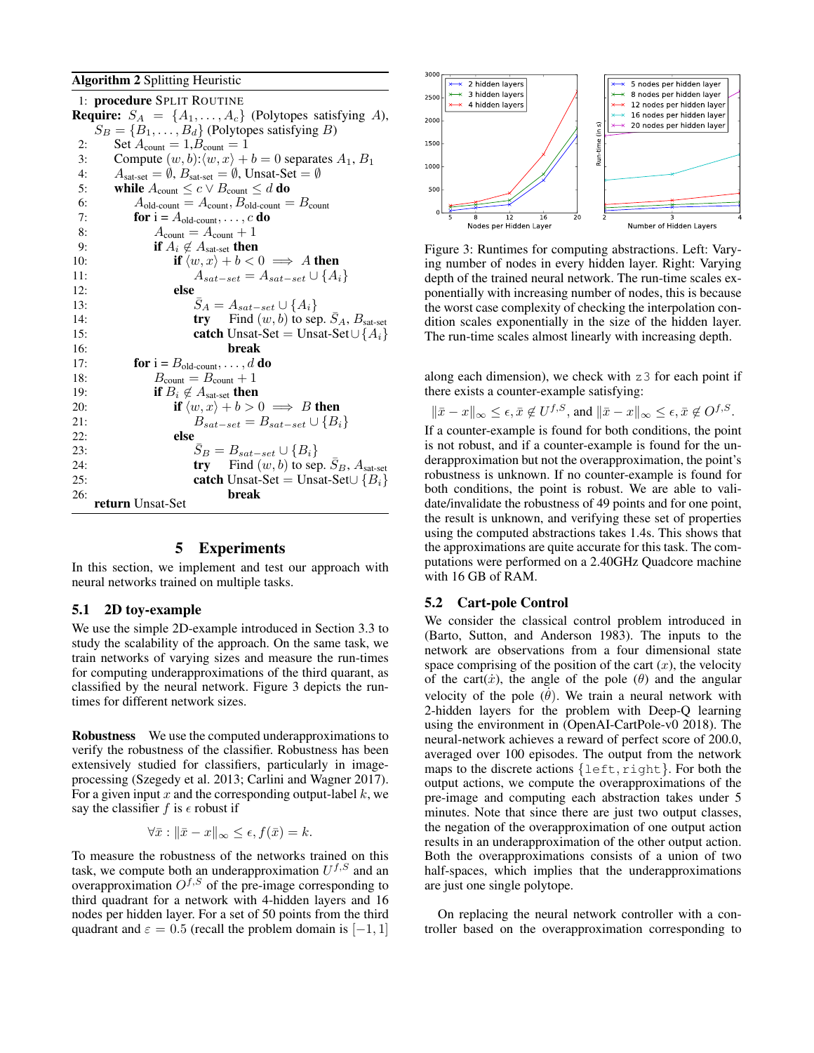**Algorithm 2** Splitting Heuristic

```
1: procedure SPLIT ROUTINE
Require: S_A = {A_1, ..., A_c} (Polytopes satisfying A),
         S_B = {B_1, ..., B_d} (Polytopes satisfying B)
2:   Set A_count = 1, B_count = 1
3:   Compute (w, b): <w, x> + b = 0 separates A_1, B_1
4:   A_sat-set = ∅, B_sat-set = ∅, Unsat-Set = ∅
5:   while A_count ≤ c ∨ B_count ≤ d do
6:     A_old-count = A_count, B_old-count = B_count
7:     for i = A_old-count, ..., c do
8:       A_count = A_count + 1
9:       if A_i ∉ A_sat-set then
10:        if <w, x> + b < 0 ⟹ A then
11:          A_sat-set = A_sat-set ∪ {A_i}
12:        else
13:          S̄_A = A_sat-set ∪ {A_i}
14:          try  Find (w, b) to sep. S̄_A, B_sat-set
15:          catch Unsat-Set = Unsat-Set ∪ {A_i}
16:            break
17:    for i = B_old-count, ..., d do
18:      B_count = B_count + 1
19:      if B_i ∉ A_sat-set then
20:        if <w, x> + b > 0 ⟹ B then
21:          B_sat-set = B_sat-set ∪ {B_i}
22:        else
23:          S̄_B = B_sat-set ∪ {B_i}
24:          try  Find (w, b) to sep. S̄_B, A_sat-set
25:          catch Unsat-Set = Unsat-Set ∪ {B_i}
26:            break
     return Unsat-Set
```

## 5 Experiments

In this section, we implement and test our approach with neural networks trained on multiple tasks.

### 5.1 2D toy-example

We use the simple 2D-example introduced in Section 3.3 to study the scalability of the approach. On the same task, we train networks of varying sizes and measure the run-times for computing underapproximations of the third quadrant, as classified by the neural network. Figure 3 depicts the run-times for different network sizes.

**Robustness** We use the computed underapproximations to verify the robustness of the classifier. Robustness has been extensively studied for classifiers, particularly in image-processing (Szegedy et al. 2013; Carlini and Wagner 2017). For a given input $x$ and the corresponding output-label $k$, we say the classifier $f$ is $\epsilon$ robust if

$$\forall \bar{x} : \|\bar{x} - x\|_\infty \leq \epsilon, f(\bar{x}) = k.$$

To measure the robustness of the networks trained on this task, we compute both an underapproximation $U^{f,S}$ and an overapproximation $O^{f,S}$ of the pre-image corresponding to third quadrant for a network with 4-hidden layers and 16 nodes per hidden layer. For a set of 50 points from the third quadrant and $\varepsilon = 0.5$ (recall the problem domain is $[-1, 1]$ along each dimension), we check with z3 for each point if there exists a counter-example satisfying:

$$\|\bar{x} - x\|_\infty \leq \epsilon, \bar{x} \notin U^{f,S}, \text{ and } \|\bar{x} - x\|_\infty \leq \epsilon, \bar{x} \notin O^{f,S}.$$

If a counter-example is found for both conditions, the point is not robust, and if a counter-example is found for the underapproximation but not the overapproximation, the point's robustness is unknown. If no counter-example is found for both conditions, the point is robust. We are able to validate/invalidate the robustness of 49 points and for one point, the result is unknown, and verifying these set of properties using the computed abstractions takes 1.4s. This shows that the approximations are quite accurate for this task. The computations were performed on a 2.40GHz Quadcore machine with 16 GB of RAM.

Figure 3: Runtimes for computing abstractions. Left: Varying number of nodes in every hidden layer. Right: Varying depth of the trained neural network. The run-time scales exponentially with increasing number of nodes, this is because the worst case complexity of checking the interpolation condition scales exponentially in the size of the hidden layer. The run-time scales almost linearly with increasing depth.

### 5.2 Cart-pole Control

We consider the classical control problem introduced in (Barto, Sutton, and Anderson 1983). The inputs to the network are observations from a four dimensional state space comprising of the position of the cart ($x$), the velocity of the cart($\dot{x}$), the angle of the pole ($\theta$) and the angular velocity of the pole ($\dot{\theta}$). We train a neural network with 2-hidden layers for the problem with Deep-Q learning using the environment in (OpenAI-CartPole-v0 2018). The neural-network achieves a reward of perfect score of 200.0, averaged over 100 episodes. The output from the network maps to the discrete actions {left, right}. For both the output actions, we compute the overapproximations of the pre-image and computing each abstraction takes under 5 minutes. Note that since there are just two output classes, the negation of the overapproximation of one output action results in an underapproximation of the other output action. Both the overapproximations consists of a union of two half-spaces, which implies that the underapproximations are just one single polytope.

On replacing the neural network controller with a controller based on the overapproximation corresponding to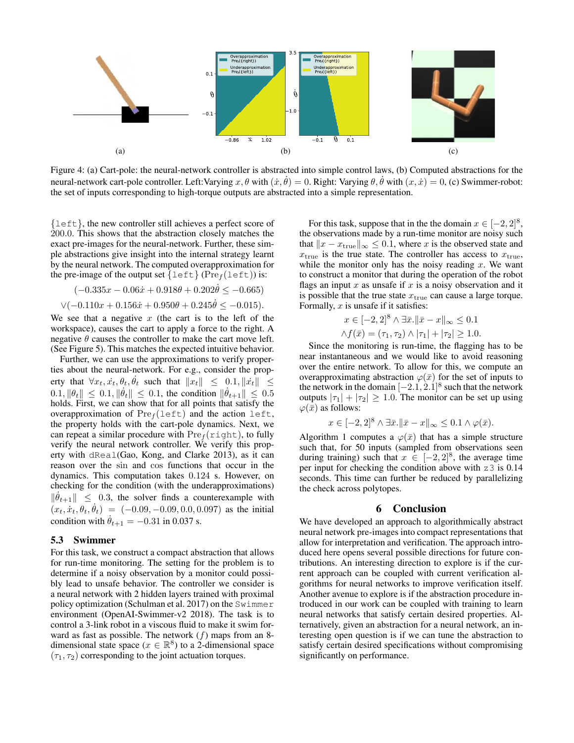Figure 4: (a) Cart-pole: the neural-network controller is abstracted into simple control laws, (b) Computed abstractions for the neural-network cart-pole controller. Left:Varying $x, \theta$ with $(\dot{x}, \dot{\theta}) = 0$. Right: Varying $\theta, \dot{\theta}$ with $(x, \dot{x}) = 0$, (c) Swimmer-robot: the set of inputs corresponding to high-torque outputs are abstracted into a simple representation.

{`left`}, the new controller still achieves a perfect score of 200.0. This shows that the abstraction closely matches the exact pre-images for the neural-network. Further, these simple abstractions give insight into the internal strategy learnt by the neural network. The computed overapproximation for the pre-image of the output set {`left`} ($\mathrm{Pre}_f$(`left`)) is:

$$(-0.335x - 0.06\dot{x} + 0.918\theta + 0.202\dot{\theta} \leq -0.665)$$
$$\vee(-0.110x + 0.156\dot{x} + 0.950\theta + 0.245\dot{\theta} \leq -0.015).$$

We see that a negative $x$ (the cart is to the left of the workspace), causes the cart to apply a force to the right. A negative $\theta$ causes the controller to make the cart move left. (See Figure 5). This matches the expected intuitive behavior.

Further, we can use the approximations to verify properties about the neural-network. For e.g., consider the property that $\forall x_t, \dot{x}_t, \theta_t, \dot{\theta}_t$ such that $\|x_t\| \leq 0.1, \|\dot{x}_t\| \leq 0.1, \|\theta_t\| \leq 0.1, \|\dot{\theta}_t\| \leq 0.1$, the condition $\|\dot{\theta}_{t+1}\| \leq 0.5$ holds. First, we can show that for all points that satisfy the overapproximation of $\mathrm{Pre}_f$(`left`) and the action `left`, the property holds with the cart-pole dynamics. Next, we can repeat a similar procedure with $\mathrm{Pre}_f$(`right`), to fully verify the neural network controller. We verify this property with `dReal`(Gao, Kong, and Clarke 2013), as it can reason over the sin and cos functions that occur in the dynamics. This computation takes 0.124 s. However, on checking for the condition (with the underapproximations) $\|\dot{\theta}_{t+1}\| \leq 0.3$, the solver finds a counterexample with $(x_t, \dot{x}_t, \theta_t, \dot{\theta}_t) = (-0.09, -0.09, 0.0, 0.097)$ as the initial condition with $\dot{\theta}_{t+1} = -0.31$ in 0.037 s.

### 5.3 Swimmer

For this task, we construct a compact abstraction that allows for run-time monitoring. The setting for the problem is to determine if a noisy observation by a monitor could possibly lead to unsafe behavior. The controller we consider is a neural network with 2 hidden layers trained with proximal policy optimization (Schulman et al. 2017) on the `Swimmer` environment (OpenAI-Swimmer-v2 2018). The task is to control a 3-link robot in a viscous fluid to make it swim forward as fast as possible. The network ($f$) maps from an 8-dimensional state space ($x \in \mathbb{R}^8$) to a 2-dimensional space $(\tau_1, \tau_2)$ corresponding to the joint actuation torques.

For this task, suppose that in the the domain $x \in [-2, 2]^8$, the observations made by a run-time monitor are noisy such that $\|x - x_{\text{true}}\|_\infty \leq 0.1$, where $x$ is the observed state and $x_{\text{true}}$ is the true state. The controller has access to $x_{\text{true}}$, while the monitor only has the noisy reading $x$. We want to construct a monitor that during the operation of the robot flags an input $x$ as unsafe if $x$ is a noisy observation and it is possible that the true state $x_{\text{true}}$ can cause a large torque. Formally, $x$ is unsafe if it satisfies:

$$x \in [-2, 2]^8 \wedge \exists \bar{x}. \|\bar{x} - x\|_\infty \leq 0.1$$
$$\wedge f(\bar{x}) = (\tau_1, \tau_2) \wedge |\tau_1| + |\tau_2| \geq 1.0.$$

Since the monitoring is run-time, the flagging has to be near instantaneous and we would like to avoid reasoning over the entire network. To allow for this, we compute an overapproximating abstraction $\varphi(\bar{x})$ for the set of inputs to the network in the domain $[-2.1, 2.1]^8$ such that the network outputs $|\tau_1| + |\tau_2| \geq 1.0$. The monitor can be set up using $\varphi(\bar{x})$ as follows:

$$x \in [-2, 2]^8 \wedge \exists \bar{x}. \|\bar{x} - x\|_\infty \leq 0.1 \wedge \varphi(\bar{x}).$$

Algorithm 1 computes a $\varphi(\bar{x})$ that has a simple structure such that, for 50 inputs (sampled from observations seen during training) such that $x \in [-2, 2]^8$, the average time per input for checking the condition above with `z3` is 0.14 seconds. This time can further be reduced by parallelizing the check across polytopes.

## 6 Conclusion

We have developed an approach to algorithmically abstract neural network pre-images into compact representations that allow for interpretation and verification. The approach introduced here opens several possible directions for future contributions. An interesting direction to explore is if the current approach can be coupled with current verification algorithms for neural networks to improve verification itself. Another avenue to explore is if the abstraction procedure introduced in our work can be coupled with training to learn neural networks that satisfy certain desired properties. Alternatively, given an abstraction for a neural network, an interesting open question is if we can tune the abstraction to satisfy certain desired specifications without compromising significantly on performance.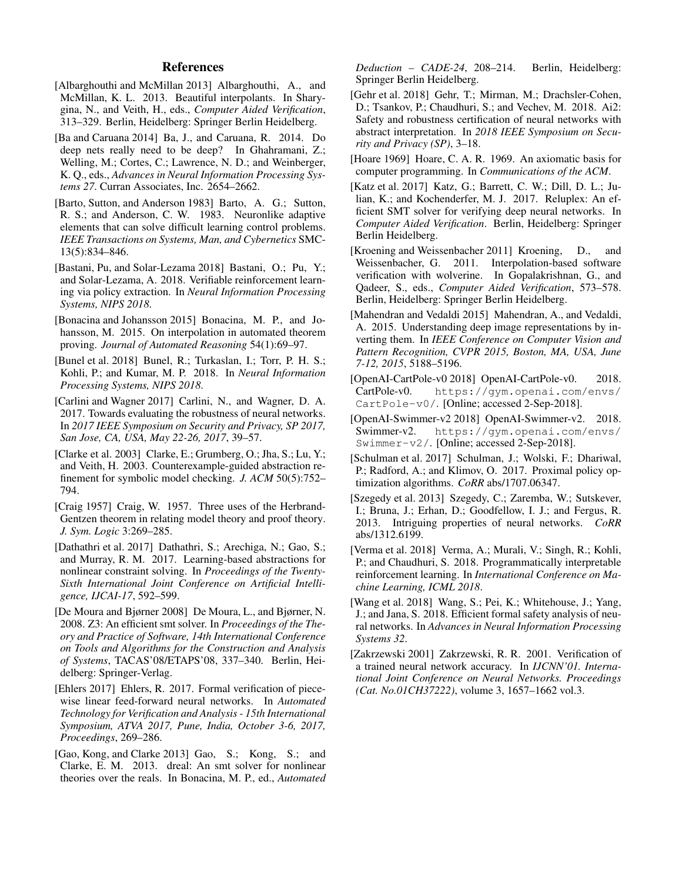## References

[Albarghouthi and McMillan 2013] Albarghouthi, A., and McMillan, K. L. 2013. Beautiful interpolants. In Sharygina, N., and Veith, H., eds., *Computer Aided Verification*, 313–329. Berlin, Heidelberg: Springer Berlin Heidelberg.

[Ba and Caruana 2014] Ba, J., and Caruana, R. 2014. Do deep nets really need to be deep? In Ghahramani, Z.; Welling, M.; Cortes, C.; Lawrence, N. D.; and Weinberger, K. Q., eds., *Advances in Neural Information Processing Systems 27*. Curran Associates, Inc. 2654–2662.

[Barto, Sutton, and Anderson 1983] Barto, A. G.; Sutton, R. S.; and Anderson, C. W. 1983. Neuronlike adaptive elements that can solve difficult learning control problems. *IEEE Transactions on Systems, Man, and Cybernetics* SMC-13(5):834–846.

[Bastani, Pu, and Solar-Lezama 2018] Bastani, O.; Pu, Y.; and Solar-Lezama, A. 2018. Verifiable reinforcement learning via policy extraction. In *Neural Information Processing Systems, NIPS 2018*.

[Bonacina and Johansson 2015] Bonacina, M. P., and Johansson, M. 2015. On interpolation in automated theorem proving. *Journal of Automated Reasoning* 54(1):69–97.

[Bunel et al. 2018] Bunel, R.; Turkaslan, I.; Torr, P. H. S.; Kohli, P.; and Kumar, M. P. 2018. In *Neural Information Processing Systems, NIPS 2018*.

[Carlini and Wagner 2017] Carlini, N., and Wagner, D. A. 2017. Towards evaluating the robustness of neural networks. In *2017 IEEE Symposium on Security and Privacy, SP 2017, San Jose, CA, USA, May 22-26, 2017*, 39–57.

[Clarke et al. 2003] Clarke, E.; Grumberg, O.; Jha, S.; Lu, Y.; and Veith, H. 2003. Counterexample-guided abstraction refinement for symbolic model checking. *J. ACM* 50(5):752–794.

[Craig 1957] Craig, W. 1957. Three uses of the Herbrand-Gentzen theorem in relating model theory and proof theory. *J. Sym. Logic* 3:269–285.

[Dathathri et al. 2017] Dathathri, S.; Arechiga, N.; Gao, S.; and Murray, R. M. 2017. Learning-based abstractions for nonlinear constraint solving. In *Proceedings of the Twenty-Sixth International Joint Conference on Artificial Intelligence, IJCAI-17*, 592–599.

[De Moura and Bjørner 2008] De Moura, L., and Bjørner, N. 2008. Z3: An efficient smt solver. In *Proceedings of the Theory and Practice of Software, 14th International Conference on Tools and Algorithms for the Construction and Analysis of Systems*, TACAS'08/ETAPS'08, 337–340. Berlin, Heidelberg: Springer-Verlag.

[Ehlers 2017] Ehlers, R. 2017. Formal verification of piece-wise linear feed-forward neural networks. In *Automated Technology for Verification and Analysis - 15th International Symposium, ATVA 2017, Pune, India, October 3-6, 2017, Proceedings*, 269–286.

[Gao, Kong, and Clarke 2013] Gao, S.; Kong, S.; and Clarke, E. M. 2013. dreal: An smt solver for nonlinear theories over the reals. In Bonacina, M. P., ed., *Automated Deduction – CADE-24*, 208–214. Berlin, Heidelberg: Springer Berlin Heidelberg.

[Gehr et al. 2018] Gehr, T.; Mirman, M.; Drachsler-Cohen, D.; Tsankov, P.; Chaudhuri, S.; and Vechev, M. 2018. Ai2: Safety and robustness certification of neural networks with abstract interpretation. In *2018 IEEE Symposium on Security and Privacy (SP)*, 3–18.

[Hoare 1969] Hoare, C. A. R. 1969. An axiomatic basis for computer programming. In *Communications of the ACM*.

[Katz et al. 2017] Katz, G.; Barrett, C. W.; Dill, D. L.; Julian, K.; and Kochenderfer, M. J. 2017. Reluplex: An efficient SMT solver for verifying deep neural networks. In *Computer Aided Verification*. Berlin, Heidelberg: Springer Berlin Heidelberg.

[Kroening and Weissenbacher 2011] Kroening, D., and Weissenbacher, G. 2011. Interpolation-based software verification with wolverine. In Gopalakrishnan, G., and Qadeer, S., eds., *Computer Aided Verification*, 573–578. Berlin, Heidelberg: Springer Berlin Heidelberg.

[Mahendran and Vedaldi 2015] Mahendran, A., and Vedaldi, A. 2015. Understanding deep image representations by inverting them. In *IEEE Conference on Computer Vision and Pattern Recognition, CVPR 2015, Boston, MA, USA, June 7-12, 2015*, 5188–5196.

[OpenAI-CartPole-v0 2018] OpenAI-CartPole-v0. 2018. CartPole-v0. `https://gym.openai.com/envs/CartPole-v0/`. [Online; accessed 2-Sep-2018].

[OpenAI-Swimmer-v2 2018] OpenAI-Swimmer-v2. 2018. Swimmer-v2. `https://gym.openai.com/envs/Swimmer-v2/`. [Online; accessed 2-Sep-2018].

[Schulman et al. 2017] Schulman, J.; Wolski, F.; Dhariwal, P.; Radford, A.; and Klimov, O. 2017. Proximal policy optimization algorithms. *CoRR* abs/1707.06347.

[Szegedy et al. 2013] Szegedy, C.; Zaremba, W.; Sutskever, I.; Bruna, J.; Erhan, D.; Goodfellow, I. J.; and Fergus, R. 2013. Intriguing properties of neural networks. *CoRR* abs/1312.6199.

[Verma et al. 2018] Verma, A.; Murali, V.; Singh, R.; Kohli, P.; and Chaudhuri, S. 2018. Programmatically interpretable reinforcement learning. In *International Conference on Machine Learning, ICML 2018*.

[Wang et al. 2018] Wang, S.; Pei, K.; Whitehouse, J.; Yang, J.; and Jana, S. 2018. Efficient formal safety analysis of neural networks. In *Advances in Neural Information Processing Systems 32*.

[Zakrzewski 2001] Zakrzewski, R. R. 2001. Verification of a trained neural network accuracy. In *IJCNN'01. International Joint Conference on Neural Networks. Proceedings (Cat. No.01CH37222)*, volume 3, 1657–1662 vol.3.